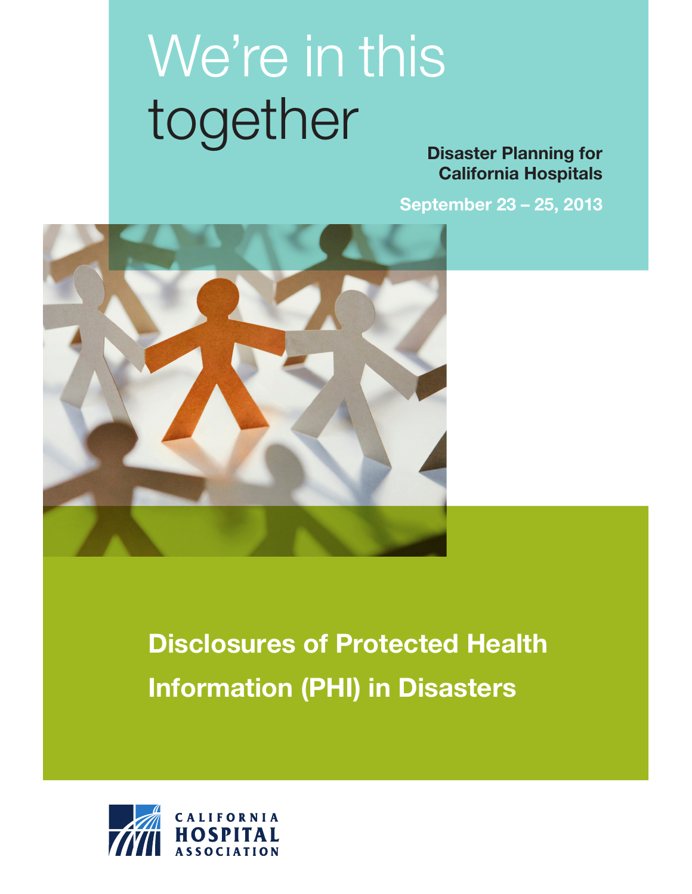# We're in this together

**Disaster Planning for California Hospitals**

**September 23 – 25, 2013**

## Disclosures of Protected Health Information (PHI) in Disasters

CALIFORNIA HOSPITAL ASSOCIATION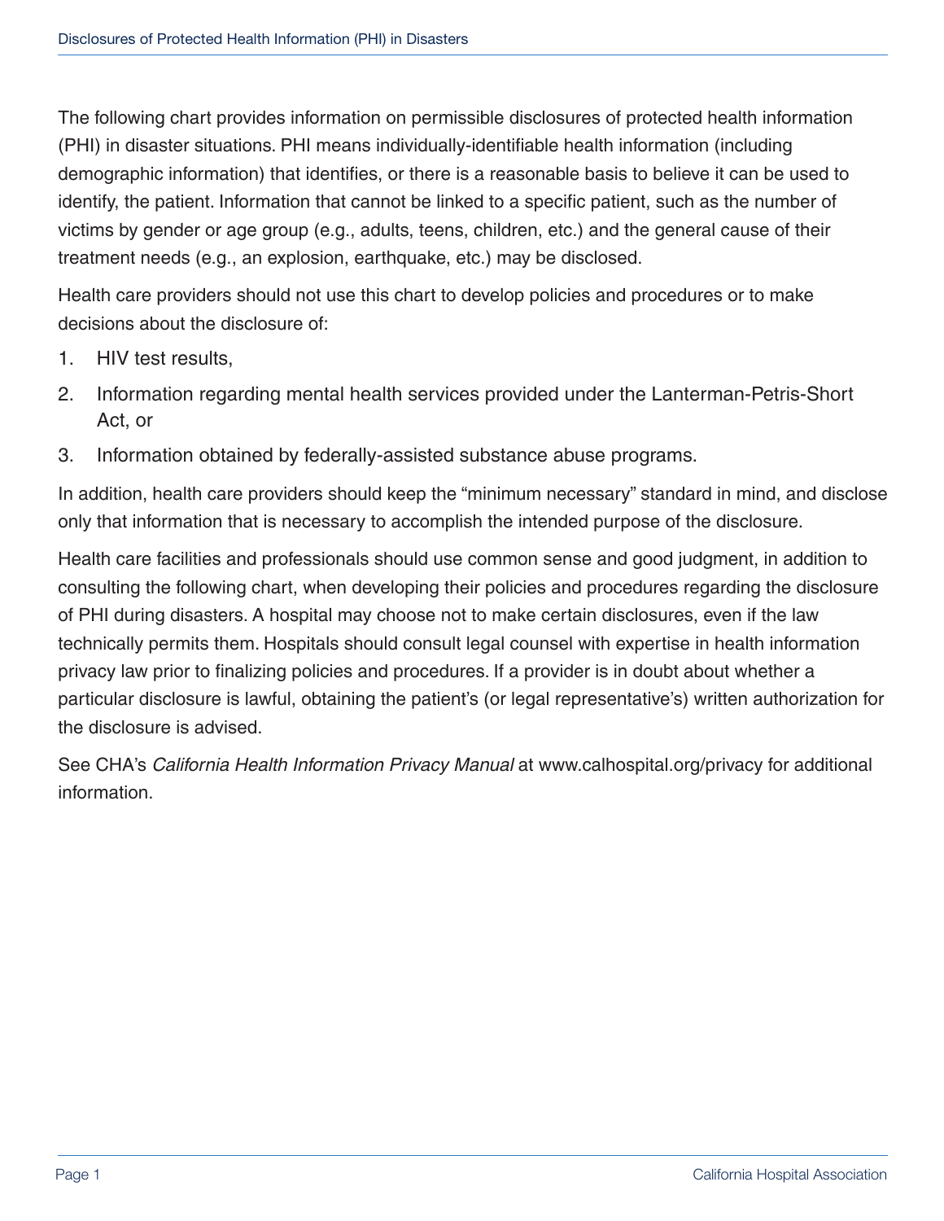The following chart provides information on permissible disclosures of protected health information (PHI) in disaster situations. PHI means individually-identifiable health information (including demographic information) that identifies, or there is a reasonable basis to believe it can be used to identify, the patient. Information that cannot be linked to a specific patient, such as the number of victims by gender or age group (e.g., adults, teens, children, etc.) and the general cause of their treatment needs (e.g., an explosion, earthquake, etc.) may be disclosed.

Health care providers should not use this chart to develop policies and procedures or to make decisions about the disclosure of:

1. HIV test results,
2. Information regarding mental health services provided under the Lanterman-Petris-Short Act, or
3. Information obtained by federally-assisted substance abuse programs.

In addition, health care providers should keep the "minimum necessary" standard in mind, and disclose only that information that is necessary to accomplish the intended purpose of the disclosure.

Health care facilities and professionals should use common sense and good judgment, in addition to consulting the following chart, when developing their policies and procedures regarding the disclosure of PHI during disasters. A hospital may choose not to make certain disclosures, even if the law technically permits them. Hospitals should consult legal counsel with expertise in health information privacy law prior to finalizing policies and procedures. If a provider is in doubt about whether a particular disclosure is lawful, obtaining the patient's (or legal representative's) written authorization for the disclosure is advised.

See CHA's *California Health Information Privacy Manual* at www.calhospital.org/privacy for additional information.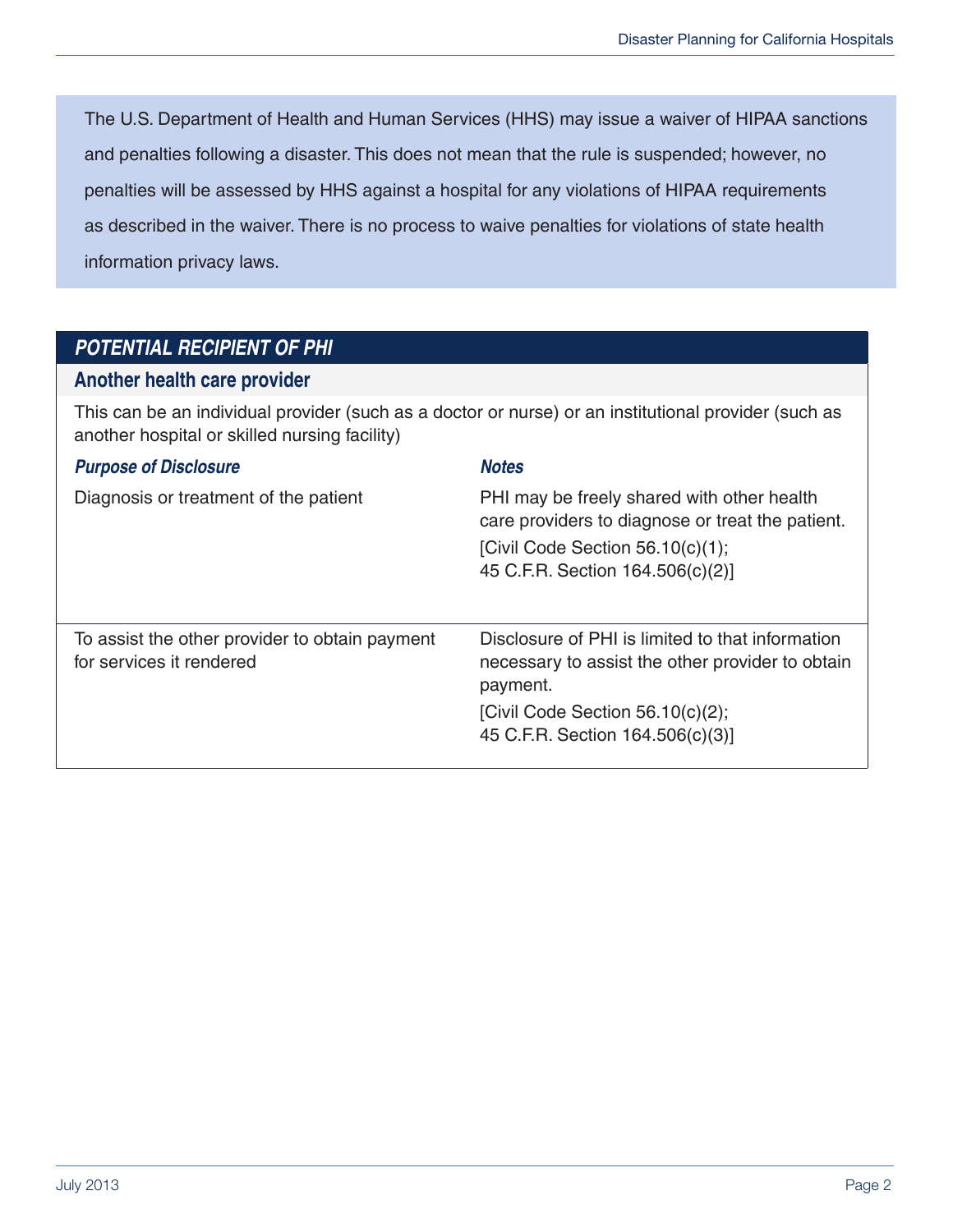The U.S. Department of Health and Human Services (HHS) may issue a waiver of HIPAA sanctions and penalties following a disaster. This does not mean that the rule is suspended; however, no penalties will be assessed by HHS against a hospital for any violations of HIPAA requirements as described in the waiver. There is no process to waive penalties for violations of state health information privacy laws.

| ***POTENTIAL RECIPIENT OF PHI*** | |
| --- | --- |
| **Another health care provider** | |
| This can be an individual provider (such as a doctor or nurse) or an institutional provider (such as another hospital or skilled nursing facility) | |
| ***Purpose of Disclosure*** | ***Notes*** |
| Diagnosis or treatment of the patient | PHI may be freely shared with other health care providers to diagnose or treat the patient. [Civil Code Section 56.10(c)(1); 45 C.F.R. Section 164.506(c)(2)] |
| To assist the other provider to obtain payment for services it rendered | Disclosure of PHI is limited to that information necessary to assist the other provider to obtain payment. [Civil Code Section 56.10(c)(2); 45 C.F.R. Section 164.506(c)(3)] |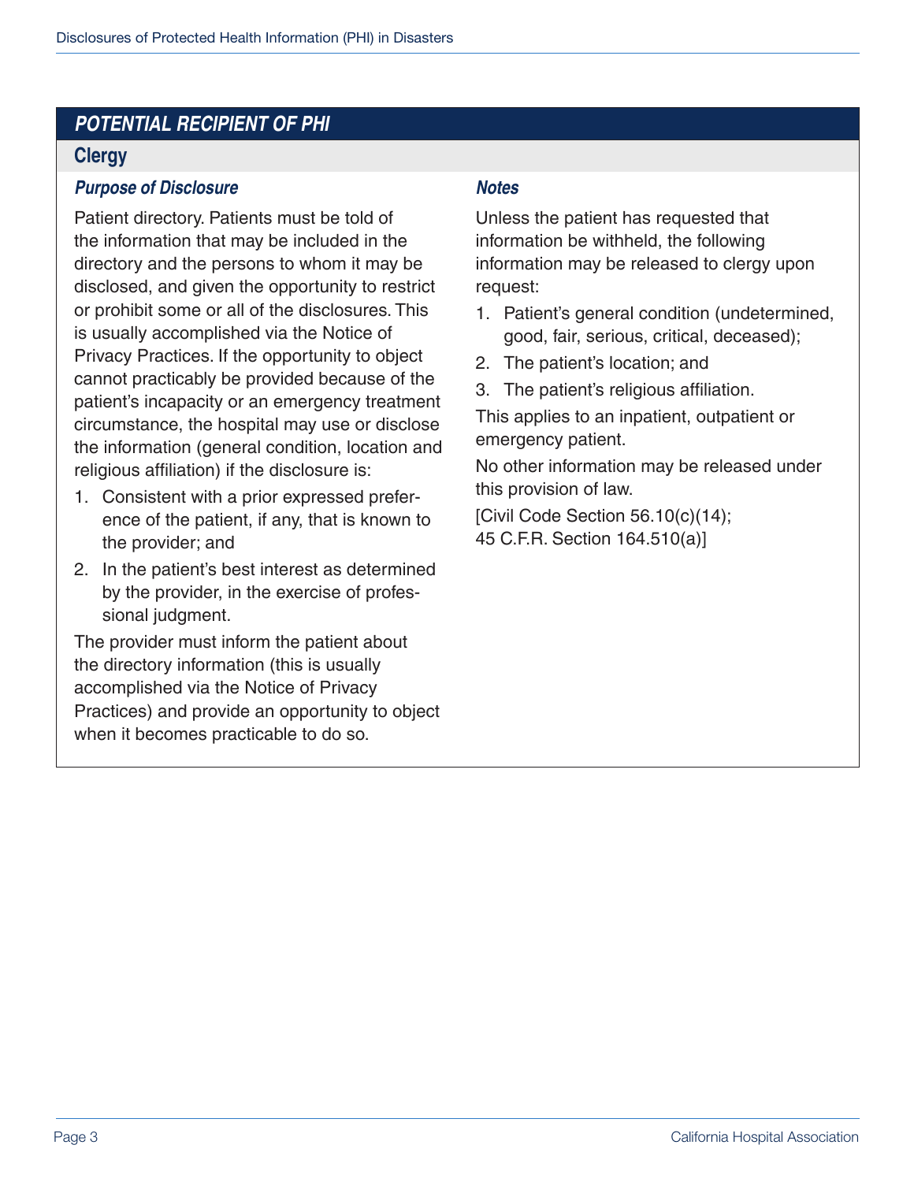## POTENTIAL RECIPIENT OF PHI

### Clergy

#### *Purpose of Disclosure*

Patient directory. Patients must be told of the information that may be included in the directory and the persons to whom it may be disclosed, and given the opportunity to restrict or prohibit some or all of the disclosures. This is usually accomplished via the Notice of Privacy Practices. If the opportunity to object cannot practicably be provided because of the patient's incapacity or an emergency treatment circumstance, the hospital may use or disclose the information (general condition, location and religious affiliation) if the disclosure is:

1. Consistent with a prior expressed preference of the patient, if any, that is known to the provider; and
2. In the patient's best interest as determined by the provider, in the exercise of professional judgment.

The provider must inform the patient about the directory information (this is usually accomplished via the Notice of Privacy Practices) and provide an opportunity to object when it becomes practicable to do so.

#### *Notes*

Unless the patient has requested that information be withheld, the following information may be released to clergy upon request:

1. Patient's general condition (undetermined, good, fair, serious, critical, deceased);
2. The patient's location; and
3. The patient's religious affiliation.

This applies to an inpatient, outpatient or emergency patient.

No other information may be released under this provision of law.

[Civil Code Section 56.10(c)(14);
45 C.F.R. Section 164.510(a)]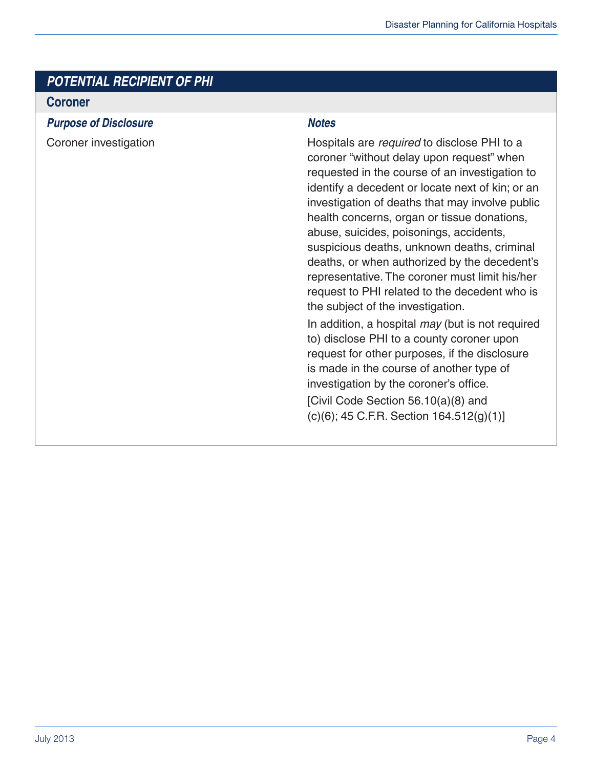| POTENTIAL RECIPIENT OF PHI | |
|---|---|
| **Coroner** | |
| ***Purpose of Disclosure*** | ***Notes*** |
| Coroner investigation | Hospitals are *required* to disclose PHI to a coroner "without delay upon request" when requested in the course of an investigation to identify a decedent or locate next of kin; or an investigation of deaths that may involve public health concerns, organ or tissue donations, abuse, suicides, poisonings, accidents, suspicious deaths, unknown deaths, criminal deaths, or when authorized by the decedent's representative. The coroner must limit his/her request to PHI related to the decedent who is the subject of the investigation.<br>In addition, a hospital *may* (but is not required to) disclose PHI to a county coroner upon request for other purposes, if the disclosure is made in the course of another type of investigation by the coroner's office.<br>[Civil Code Section 56.10(a)(8) and (c)(6); 45 C.F.R. Section 164.512(g)(1)] |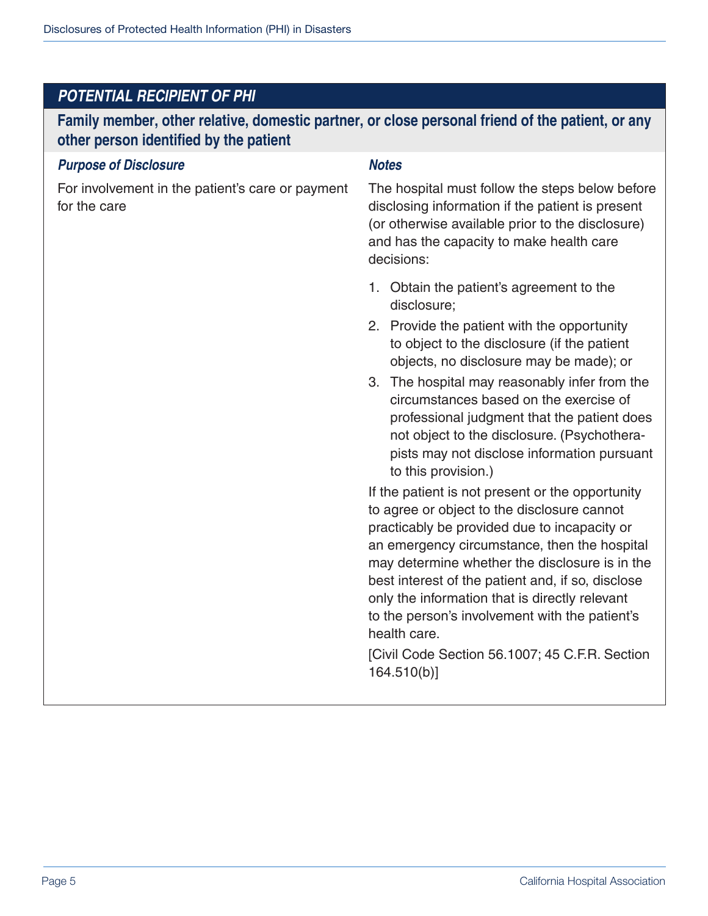| POTENTIAL RECIPIENT OF PHI | |
|---|---|
| **Family member, other relative, domestic partner, or close personal friend of the patient, or any other person identified by the patient** | |
| ***Purpose of Disclosure*** | ***Notes*** |
| For involvement in the patient's care or payment for the care | The hospital must follow the steps below before disclosing information if the patient is present (or otherwise available prior to the disclosure) and has the capacity to make health care decisions:<br><br>1. Obtain the patient's agreement to the disclosure;<br>2. Provide the patient with the opportunity to object to the disclosure (if the patient objects, no disclosure may be made); or<br>3. The hospital may reasonably infer from the circumstances based on the exercise of professional judgment that the patient does not object to the disclosure. (Psychotherapists may not disclose information pursuant to this provision.)<br><br>If the patient is not present or the opportunity to agree or object to the disclosure cannot practicably be provided due to incapacity or an emergency circumstance, then the hospital may determine whether the disclosure is in the best interest of the patient and, if so, disclose only the information that is directly relevant to the person's involvement with the patient's health care.<br><br>[Civil Code Section 56.1007; 45 C.F.R. Section 164.510(b)] |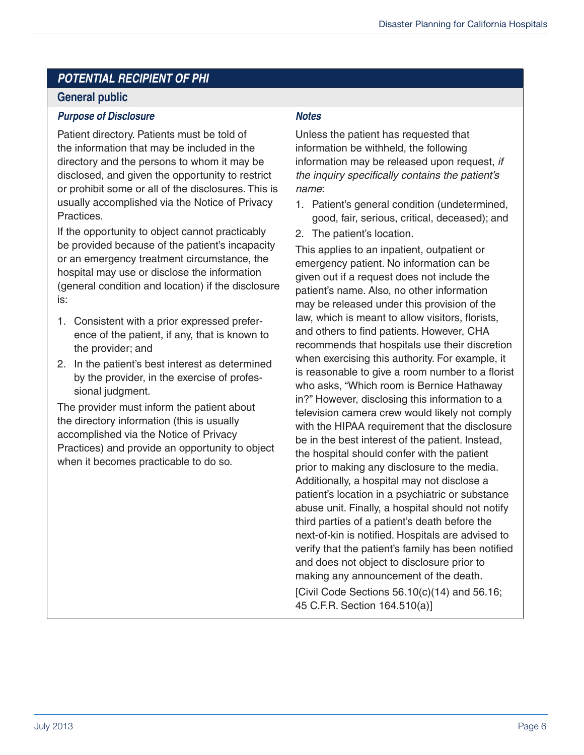## POTENTIAL RECIPIENT OF PHI

### General public

#### *Purpose of Disclosure*

Patient directory. Patients must be told of the information that may be included in the directory and the persons to whom it may be disclosed, and given the opportunity to restrict or prohibit some or all of the disclosures. This is usually accomplished via the Notice of Privacy Practices.

If the opportunity to object cannot practicably be provided because of the patient's incapacity or an emergency treatment circumstance, the hospital may use or disclose the information (general condition and location) if the disclosure is:

1. Consistent with a prior expressed preference of the patient, if any, that is known to the provider; and
2. In the patient's best interest as determined by the provider, in the exercise of professional judgment.

The provider must inform the patient about the directory information (this is usually accomplished via the Notice of Privacy Practices) and provide an opportunity to object when it becomes practicable to do so.

#### *Notes*

Unless the patient has requested that information be withheld, the following information may be released upon request, *if the inquiry specifically contains the patient's name*:

1. Patient's general condition (undetermined, good, fair, serious, critical, deceased); and
2. The patient's location.

This applies to an inpatient, outpatient or emergency patient. No information can be given out if a request does not include the patient's name. Also, no other information may be released under this provision of the law, which is meant to allow visitors, florists, and others to find patients. However, CHA recommends that hospitals use their discretion when exercising this authority. For example, it is reasonable to give a room number to a florist who asks, "Which room is Bernice Hathaway in?" However, disclosing this information to a television camera crew would likely not comply with the HIPAA requirement that the disclosure be in the best interest of the patient. Instead, the hospital should confer with the patient prior to making any disclosure to the media. Additionally, a hospital may not disclose a patient's location in a psychiatric or substance abuse unit. Finally, a hospital should not notify third parties of a patient's death before the next-of-kin is notified. Hospitals are advised to verify that the patient's family has been notified and does not object to disclosure prior to making any announcement of the death.

[Civil Code Sections 56.10(c)(14) and 56.16; 45 C.F.R. Section 164.510(a)]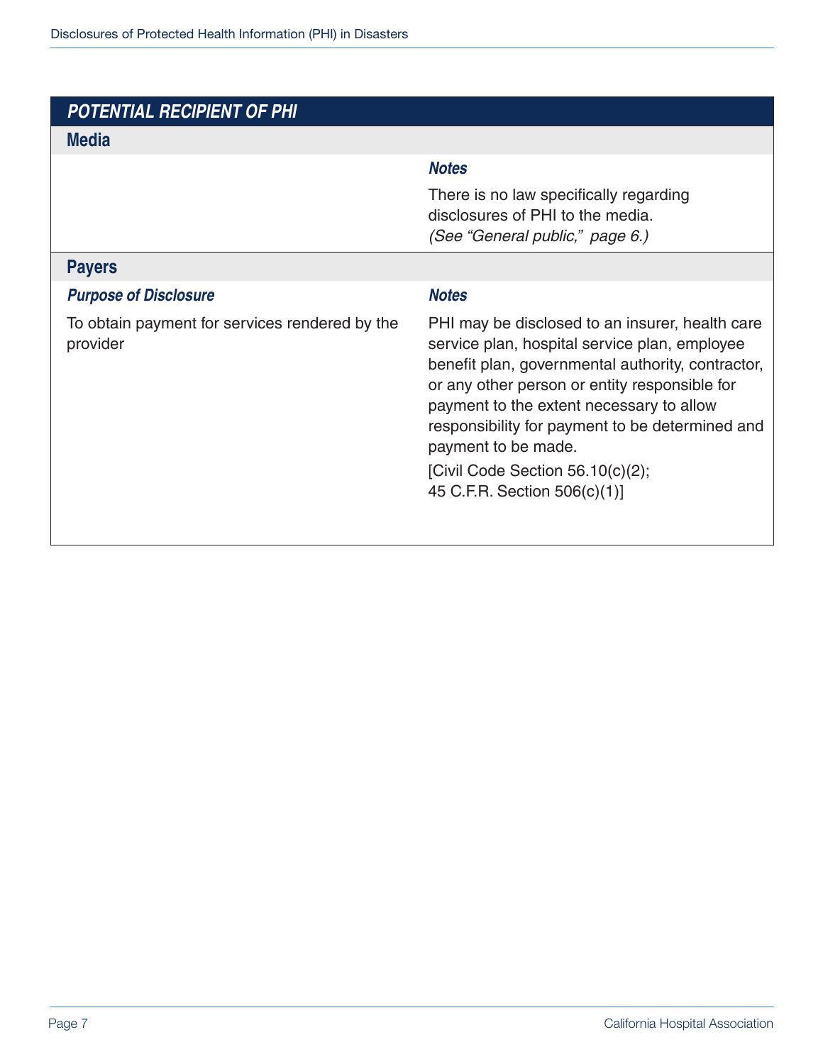| POTENTIAL RECIPIENT OF PHI | |
|---|---|
| **Media** | |
| | ***Notes*** |
| | There is no law specifically regarding disclosures of PHI to the media. *(See "General public," page 6.)* |
| **Payers** | |
| ***Purpose of Disclosure*** | ***Notes*** |
| To obtain payment for services rendered by the provider | PHI may be disclosed to an insurer, health care service plan, hospital service plan, employee benefit plan, governmental authority, contractor, or any other person or entity responsible for payment to the extent necessary to allow responsibility for payment to be determined and payment to be made. [Civil Code Section 56.10(c)(2); 45 C.F.R. Section 506(c)(1)] |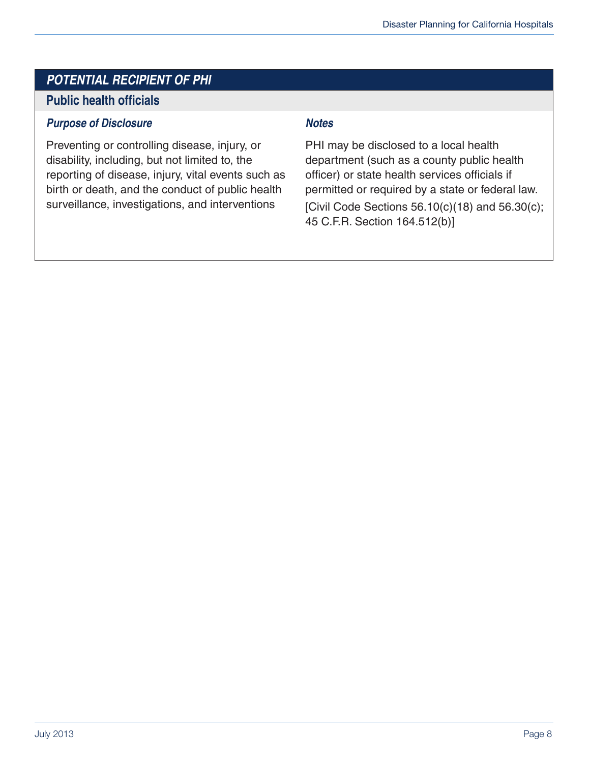## *POTENTIAL RECIPIENT OF PHI*

### Public health officials

| *Purpose of Disclosure* | *Notes* |
| --- | --- |
| Preventing or controlling disease, injury, or disability, including, but not limited to, the reporting of disease, injury, vital events such as birth or death, and the conduct of public health surveillance, investigations, and interventions | PHI may be disclosed to a local health department (such as a county public health officer) or state health services officials if permitted or required by a state or federal law. [Civil Code Sections 56.10(c)(18) and 56.30(c); 45 C.F.R. Section 164.512(b)] |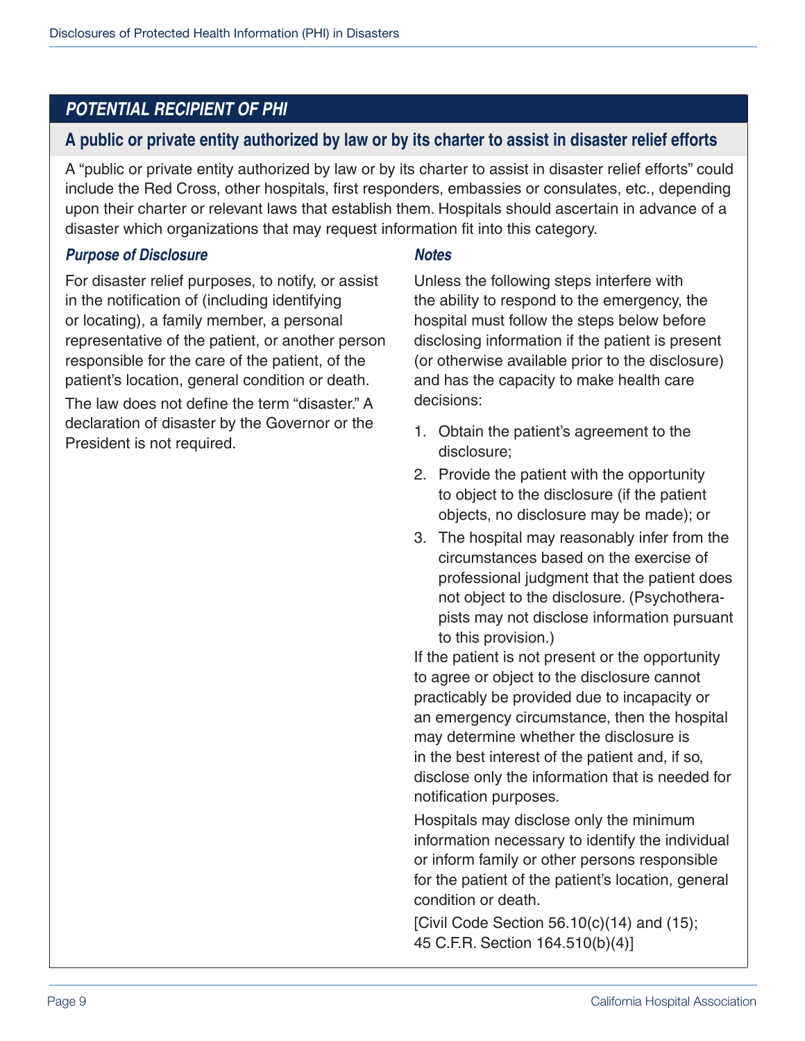## POTENTIAL RECIPIENT OF PHI

### A public or private entity authorized by law or by its charter to assist in disaster relief efforts

A "public or private entity authorized by law or by its charter to assist in disaster relief efforts" could include the Red Cross, other hospitals, first responders, embassies or consulates, etc., depending upon their charter or relevant laws that establish them. Hospitals should ascertain in advance of a disaster which organizations that may request information fit into this category.

#### *Purpose of Disclosure*

For disaster relief purposes, to notify, or assist in the notification of (including identifying or locating), a family member, a personal representative of the patient, or another person responsible for the care of the patient, of the patient's location, general condition or death.

The law does not define the term "disaster." A declaration of disaster by the Governor or the President is not required.

#### *Notes*

Unless the following steps interfere with the ability to respond to the emergency, the hospital must follow the steps below before disclosing information if the patient is present (or otherwise available prior to the disclosure) and has the capacity to make health care decisions:

1. Obtain the patient's agreement to the disclosure;
2. Provide the patient with the opportunity to object to the disclosure (if the patient objects, no disclosure may be made); or
3. The hospital may reasonably infer from the circumstances based on the exercise of professional judgment that the patient does not object to the disclosure. (Psychotherapists may not disclose information pursuant to this provision.)

If the patient is not present or the opportunity to agree or object to the disclosure cannot practicably be provided due to incapacity or an emergency circumstance, then the hospital may determine whether the disclosure is in the best interest of the patient and, if so, disclose only the information that is needed for notification purposes.

Hospitals may disclose only the minimum information necessary to identify the individual or inform family or other persons responsible for the patient of the patient's location, general condition or death.

[Civil Code Section 56.10(c)(14) and (15); 45 C.F.R. Section 164.510(b)(4)]